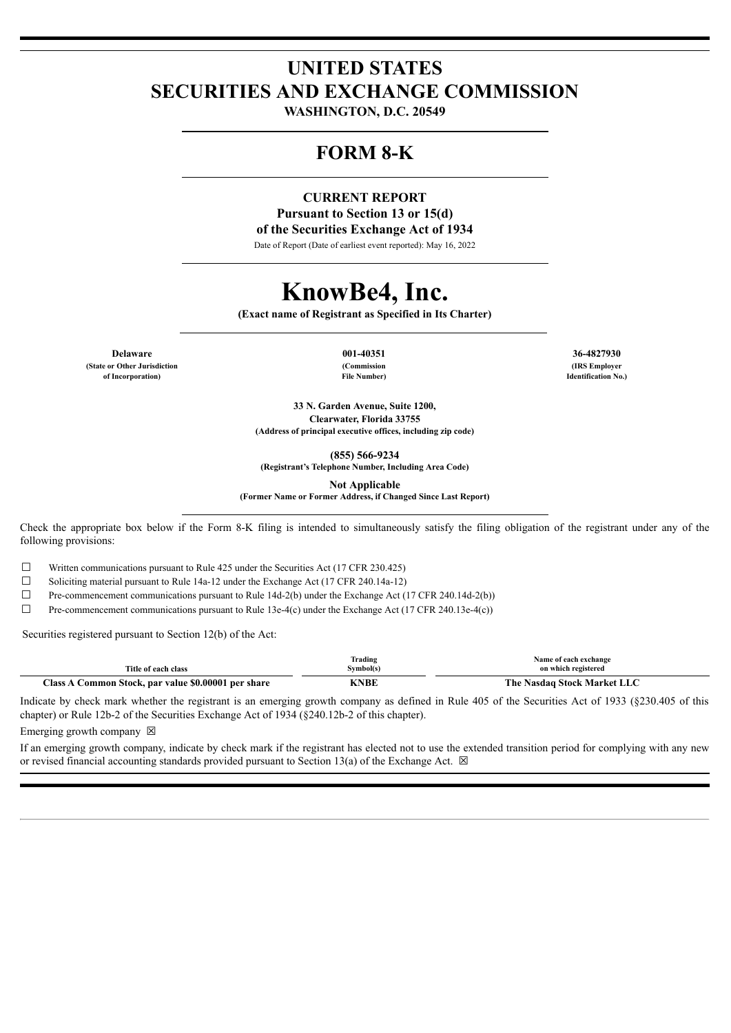# UNITED STATES
# SECURITIES AND EXCHANGE COMMISSION

**WASHINGTON, D.C. 20549**

## FORM 8-K

**CURRENT REPORT**
**Pursuant to Section 13 or 15(d)**
**of the Securities Exchange Act of 1934**

Date of Report (Date of earliest event reported): May 16, 2022

# KnowBe4, Inc.

**(Exact name of Registrant as Specified in Its Charter)**

| **Delaware** | **001-40351** | **36-4827930** |
|---|---|---|
| **(State or Other Jurisdiction of Incorporation)** | **(Commission File Number)** | **(IRS Employer Identification No.)** |

**33 N. Garden Avenue, Suite 1200,**
**Clearwater, Florida 33755**
**(Address of principal executive offices, including zip code)**

**(855) 566-9234**
**(Registrant's Telephone Number, Including Area Code)**

**Not Applicable**
**(Former Name or Former Address, if Changed Since Last Report)**

Check the appropriate box below if the Form 8-K filing is intended to simultaneously satisfy the filing obligation of the registrant under any of the following provisions:

☐ Written communications pursuant to Rule 425 under the Securities Act (17 CFR 230.425)

☐ Soliciting material pursuant to Rule 14a-12 under the Exchange Act (17 CFR 240.14a-12)

☐ Pre-commencement communications pursuant to Rule 14d-2(b) under the Exchange Act (17 CFR 240.14d-2(b))

☐ Pre-commencement communications pursuant to Rule 13e-4(c) under the Exchange Act (17 CFR 240.13e-4(c))

Securities registered pursuant to Section 12(b) of the Act:

| Title of each class | Trading Symbol(s) | Name of each exchange on which registered |
|---|---|---|
| **Class A Common Stock, par value $0.00001 per share** | **KNBE** | **The Nasdaq Stock Market LLC** |

Indicate by check mark whether the registrant is an emerging growth company as defined in Rule 405 of the Securities Act of 1933 (§230.405 of this chapter) or Rule 12b-2 of the Securities Exchange Act of 1934 (§240.12b-2 of this chapter).

Emerging growth company ☒

If an emerging growth company, indicate by check mark if the registrant has elected not to use the extended transition period for complying with any new or revised financial accounting standards provided pursuant to Section 13(a) of the Exchange Act. ☒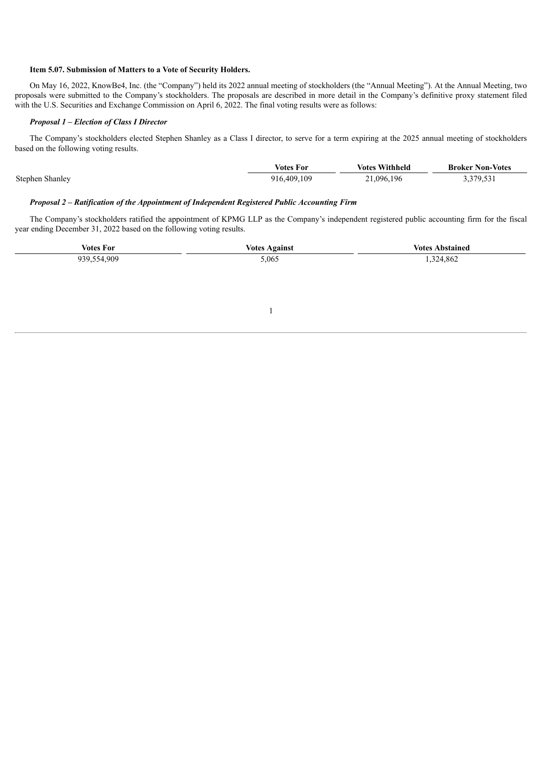**Item 5.07. Submission of Matters to a Vote of Security Holders.**

On May 16, 2022, KnowBe4, Inc. (the "Company") held its 2022 annual meeting of stockholders (the "Annual Meeting"). At the Annual Meeting, two proposals were submitted to the Company's stockholders. The proposals are described in more detail in the Company's definitive proxy statement filed with the U.S. Securities and Exchange Commission on April 6, 2022. The final voting results were as follows:

***Proposal 1 – Election of Class I Director***

The Company's stockholders elected Stephen Shanley as a Class I director, to serve for a term expiring at the 2025 annual meeting of stockholders based on the following voting results.

| | Votes For | Votes Withheld | Broker Non-Votes |
|---|---|---|---|
| Stephen Shanley | 916,409,109 | 21,096,196 | 3,379,531 |

***Proposal 2 – Ratification of the Appointment of Independent Registered Public Accounting Firm***

The Company's stockholders ratified the appointment of KPMG LLP as the Company's independent registered public accounting firm for the fiscal year ending December 31, 2022 based on the following voting results.

| Votes For | Votes Against | Votes Abstained |
|---|---|---|
| 939,554,909 | 5,065 | 1,324,862 |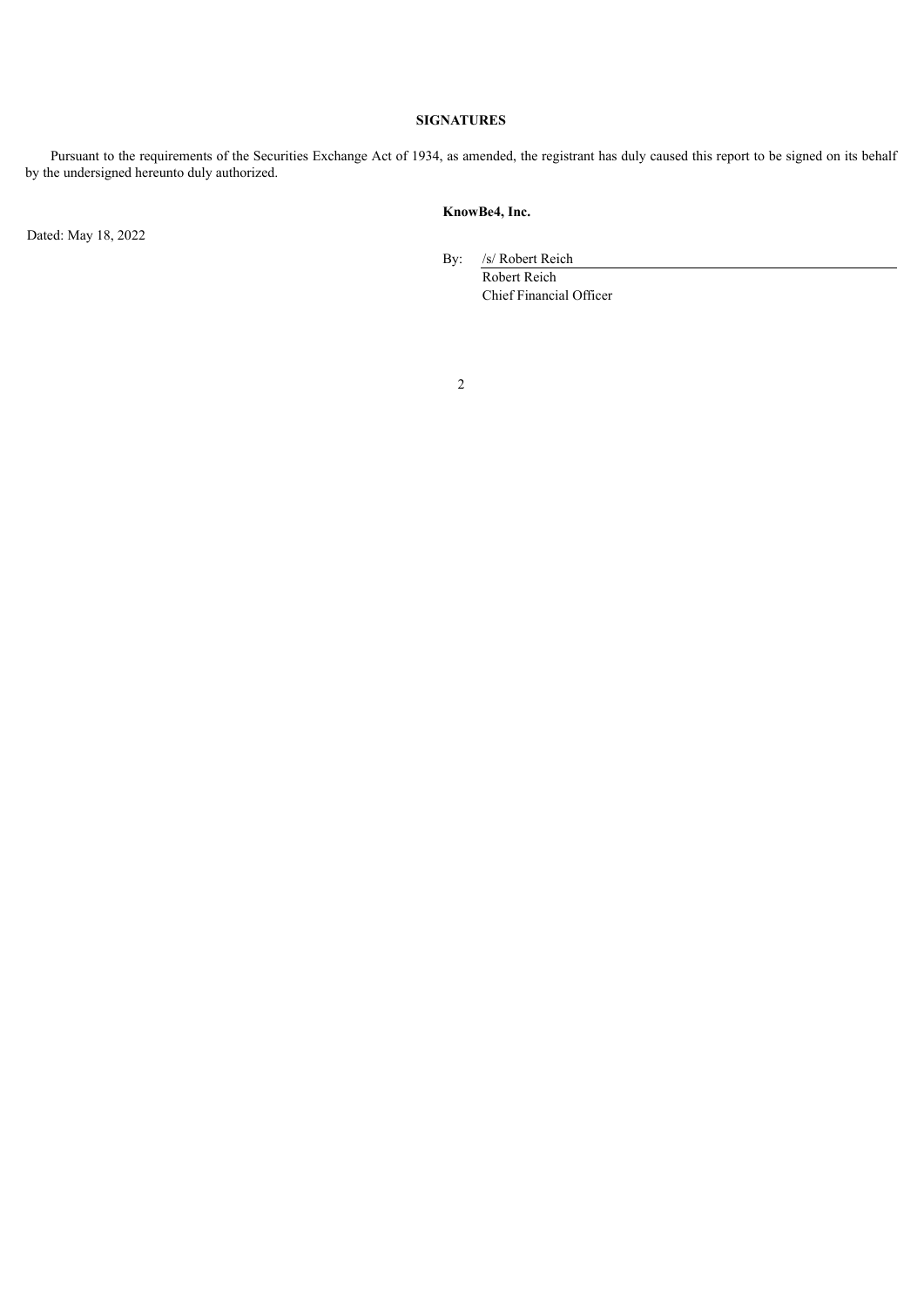**SIGNATURES**

Pursuant to the requirements of the Securities Exchange Act of 1934, as amended, the registrant has duly caused this report to be signed on its behalf by the undersigned hereunto duly authorized.

**KnowBe4, Inc.**

Dated: May 18, 2022

By: /s/ Robert Reich
Robert Reich
Chief Financial Officer